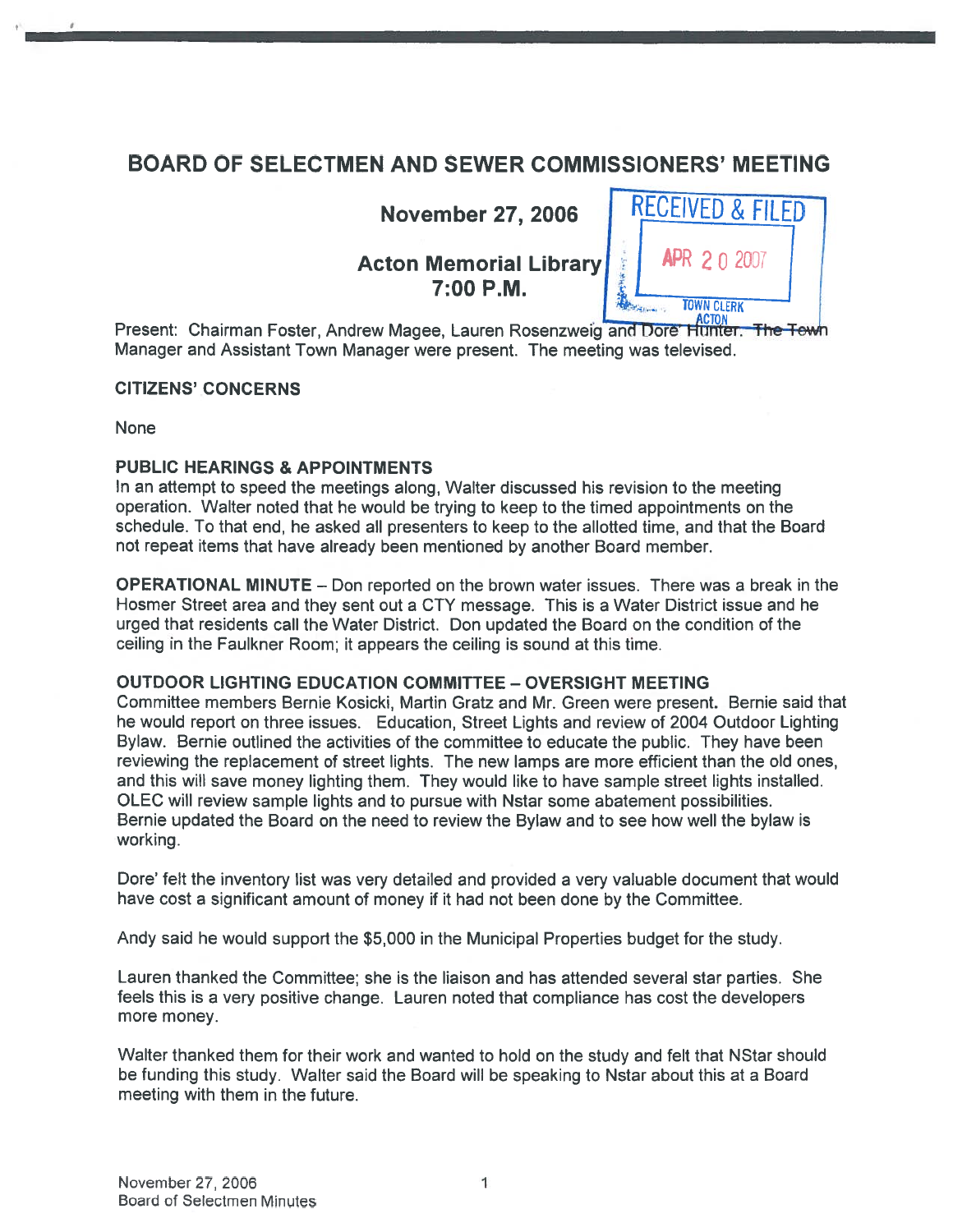# BOARD OF SELECTMEN AND SEWER COMMISSIONERS' MEETING

**November 27, 2006**

**Acton Memorial Library**
**7:00 P.M.**

RECEIVED & FILED
APR 20 2007
TOWN CLERK
ACTON

Present: Chairman Foster, Andrew Magee, Lauren Rosenzweig and Dore' Hunter. The Town Manager and Assistant Town Manager were present. The meeting was televised.

**CITIZENS' CONCERNS**

None

**PUBLIC HEARINGS & APPOINTMENTS**

In an attempt to speed the meetings along, Walter discussed his revision to the meeting operation. Walter noted that he would be trying to keep to the timed appointments on the schedule. To that end, he asked all presenters to keep to the allotted time, and that the Board not repeat items that have already been mentioned by another Board member.

**OPERATIONAL MINUTE** – Don reported on the brown water issues. There was a break in the Hosmer Street area and they sent out a CTY message. This is a Water District issue and he urged that residents call the Water District. Don updated the Board on the condition of the ceiling in the Faulkner Room; it appears the ceiling is sound at this time.

**OUTDOOR LIGHTING EDUCATION COMMITTEE – OVERSIGHT MEETING**

Committee members Bernie Kosicki, Martin Gratz and Mr. Green were present. Bernie said that he would report on three issues. Education, Street Lights and review of 2004 Outdoor Lighting Bylaw. Bernie outlined the activities of the committee to educate the public. They have been reviewing the replacement of street lights. The new lamps are more efficient than the old ones, and this will save money lighting them. They would like to have sample street lights installed. OLEC will review sample lights and to pursue with Nstar some abatement possibilities. Bernie updated the Board on the need to review the Bylaw and to see how well the bylaw is working.

Dore' felt the inventory list was very detailed and provided a very valuable document that would have cost a significant amount of money if it had not been done by the Committee.

Andy said he would support the $5,000 in the Municipal Properties budget for the study.

Lauren thanked the Committee; she is the liaison and has attended several star parties. She feels this is a very positive change. Lauren noted that compliance has cost the developers more money.

Walter thanked them for their work and wanted to hold on the study and felt that NStar should be funding this study. Walter said the Board will be speaking to Nstar about this at a Board meeting with them in the future.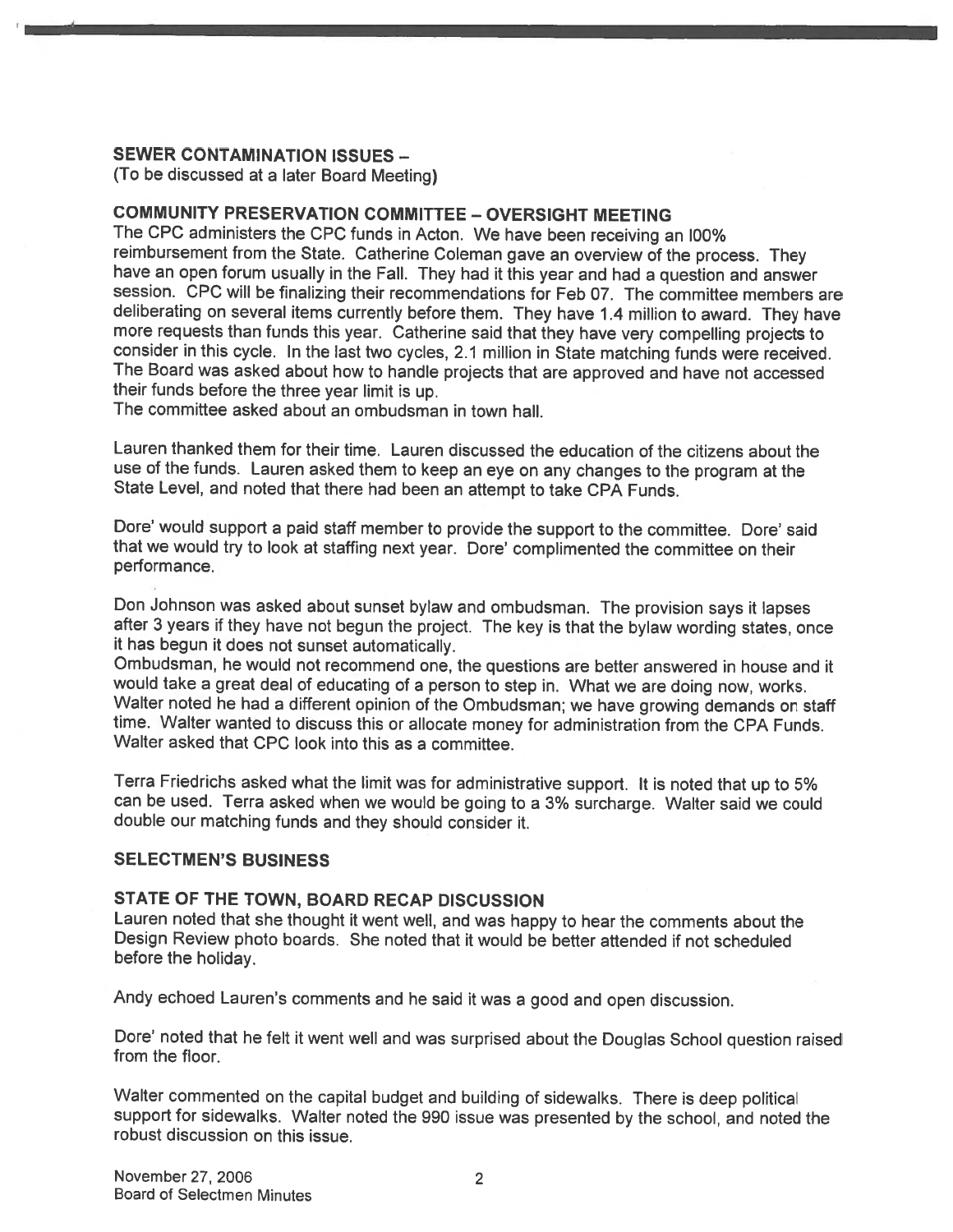## SEWER CONTAMINATION ISSUES –

(To be discussed at a later Board Meeting)

## COMMUNITY PRESERVATION COMMITTEE – OVERSIGHT MEETING

The CPC administers the CPC funds in Acton. We have been receiving an l00% reimbursement from the State. Catherine Coleman gave an overview of the process. They have an open forum usually in the Fall. They had it this year and had a question and answer session. CPC will be finalizing their recommendations for Feb 07. The committee members are deliberating on several items currently before them. They have 1.4 million to award. They have more requests than funds this year. Catherine said that they have very compelling projects to consider in this cycle. In the last two cycles, 2.1 million in State matching funds were received. The Board was asked about how to handle projects that are approved and have not accessed their funds before the three year limit is up.
The committee asked about an ombudsman in town hall.

Lauren thanked them for their time. Lauren discussed the education of the citizens about the use of the funds. Lauren asked them to keep an eye on any changes to the program at the State Level, and noted that there had been an attempt to take CPA Funds.

Dore' would support a paid staff member to provide the support to the committee. Dore' said that we would try to look at staffing next year. Dore' complimented the committee on their performance.

Don Johnson was asked about sunset bylaw and ombudsman. The provision says it lapses after 3 years if they have not begun the project. The key is that the bylaw wording states, once it has begun it does not sunset automatically.
Ombudsman, he would not recommend one, the questions are better answered in house and it would take a great deal of educating of a person to step in. What we are doing now, works. Walter noted he had a different opinion of the Ombudsman; we have growing demands on staff time. Walter wanted to discuss this or allocate money for administration from the CPA Funds. Walter asked that CPC look into this as a committee.

Terra Friedrichs asked what the limit was for administrative support. It is noted that up to 5% can be used. Terra asked when we would be going to a 3% surcharge. Walter said we could double our matching funds and they should consider it.

## SELECTMEN'S BUSINESS

## STATE OF THE TOWN, BOARD RECAP DISCUSSION

Lauren noted that she thought it went well, and was happy to hear the comments about the Design Review photo boards. She noted that it would be better attended if not scheduled before the holiday.

Andy echoed Lauren's comments and he said it was a good and open discussion.

Dore' noted that he felt it went well and was surprised about the Douglas School question raised from the floor.

Walter commented on the capital budget and building of sidewalks. There is deep political support for sidewalks. Walter noted the 990 issue was presented by the school, and noted the robust discussion on this issue.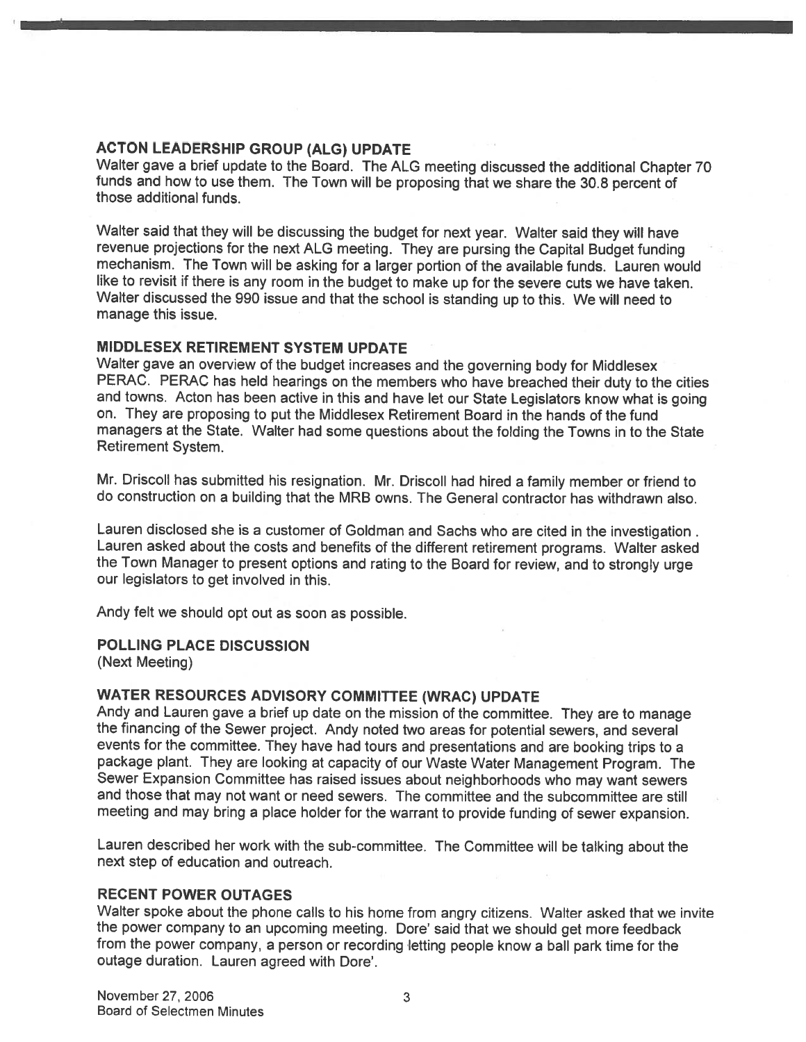## ACTON LEADERSHIP GROUP (ALG) UPDATE

Walter gave a brief update to the Board. The ALG meeting discussed the additional Chapter 70 funds and how to use them. The Town will be proposing that we share the 30.8 percent of those additional funds.

Walter said that they will be discussing the budget for next year. Walter said they will have revenue projections for the next ALG meeting. They are pursing the Capital Budget funding mechanism. The Town will be asking for a larger portion of the available funds. Lauren would like to revisit if there is any room in the budget to make up for the severe cuts we have taken. Walter discussed the 990 issue and that the school is standing up to this. We will need to manage this issue.

## MIDDLESEX RETIREMENT SYSTEM UPDATE

Walter gave an overview of the budget increases and the governing body for Middlesex PERAC. PERAC has held hearings on the members who have breached their duty to the cities and towns. Acton has been active in this and have let our State Legislators know what is going on. They are proposing to put the Middlesex Retirement Board in the hands of the fund managers at the State. Walter had some questions about the folding the Towns in to the State Retirement System.

Mr. Driscoll has submitted his resignation. Mr. Driscoll had hired a family member or friend to do construction on a building that the MRB owns. The General contractor has withdrawn also.

Lauren disclosed she is a customer of Goldman and Sachs who are cited in the investigation . Lauren asked about the costs and benefits of the different retirement programs. Walter asked the Town Manager to present options and rating to the Board for review, and to strongly urge our legislators to get involved in this.

Andy felt we should opt out as soon as possible.

## POLLING PLACE DISCUSSION

(Next Meeting)

## WATER RESOURCES ADVISORY COMMITTEE (WRAC) UPDATE

Andy and Lauren gave a brief up date on the mission of the committee. They are to manage the financing of the Sewer project. Andy noted two areas for potential sewers, and several events for the committee. They have had tours and presentations and are booking trips to a package plant. They are looking at capacity of our Waste Water Management Program. The Sewer Expansion Committee has raised issues about neighborhoods who may want sewers and those that may not want or need sewers. The committee and the subcommittee are still meeting and may bring a place holder for the warrant to provide funding of sewer expansion.

Lauren described her work with the sub-committee. The Committee will be talking about the next step of education and outreach.

## RECENT POWER OUTAGES

Walter spoke about the phone calls to his home from angry citizens. Walter asked that we invite the power company to an upcoming meeting. Dore' said that we should get more feedback from the power company, a person or recording letting people know a ball park time for the outage duration. Lauren agreed with Dore'.

November 27, 2006
Board of Selectmen Minutes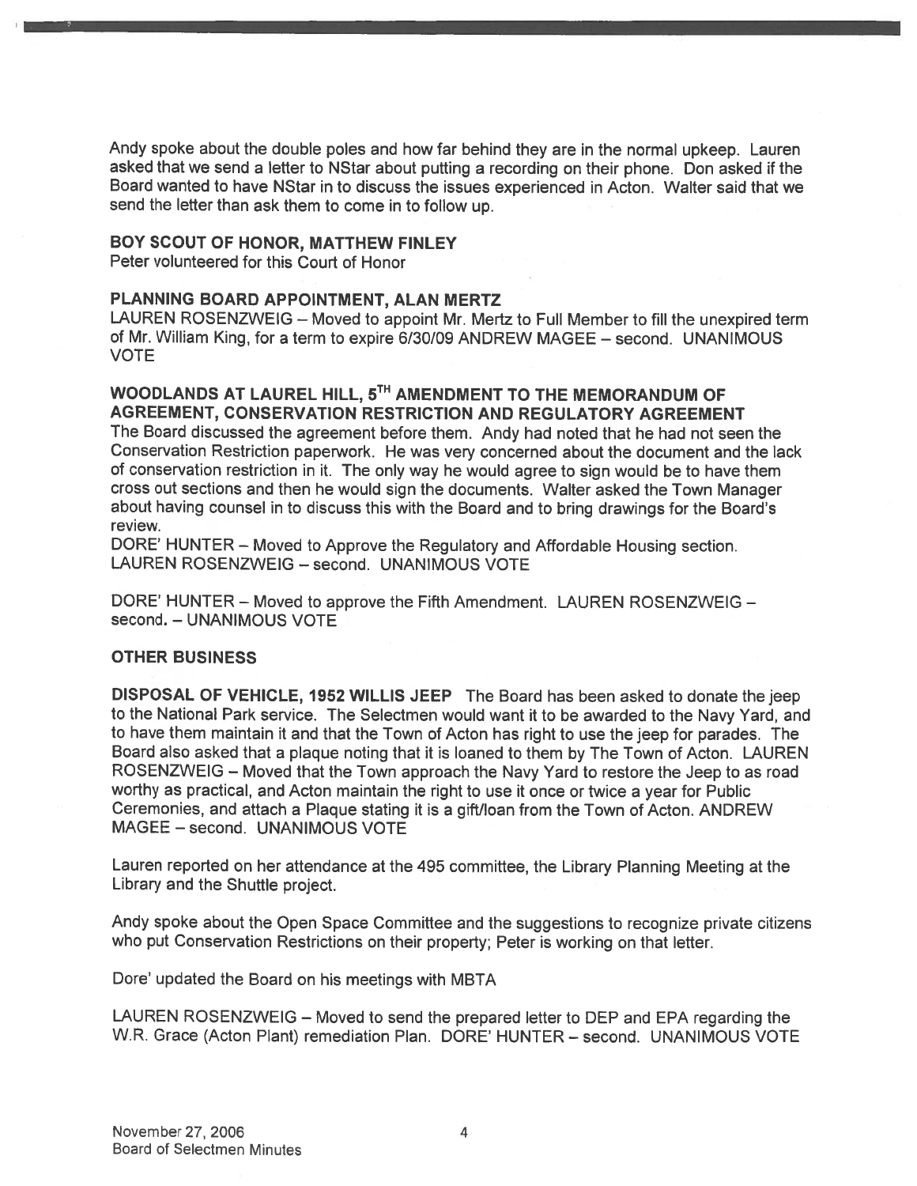Andy spoke about the double poles and how far behind they are in the normal upkeep. Lauren asked that we send a letter to NStar about putting a recording on their phone. Don asked if the Board wanted to have NStar in to discuss the issues experienced in Acton. Walter said that we send the letter than ask them to come in to follow up.

**BOY SCOUT OF HONOR, MATTHEW FINLEY**
Peter volunteered for this Court of Honor

**PLANNING BOARD APPOINTMENT, ALAN MERTZ**
LAUREN ROSENZWEIG – Moved to appoint Mr. Mertz to Full Member to fill the unexpired term of Mr. William King, for a term to expire 6/30/09 ANDREW MAGEE – second. UNANIMOUS VOTE

**WOODLANDS AT LAUREL HILL, 5TH AMENDMENT TO THE MEMORANDUM OF AGREEMENT, CONSERVATION RESTRICTION AND REGULATORY AGREEMENT**
The Board discussed the agreement before them. Andy had noted that he had not seen the Conservation Restriction paperwork. He was very concerned about the document and the lack of conservation restriction in it. The only way he would agree to sign would be to have them cross out sections and then he would sign the documents. Walter asked the Town Manager about having counsel in to discuss this with the Board and to bring drawings for the Board's review.

DORE' HUNTER – Moved to Approve the Regulatory and Affordable Housing section. LAUREN ROSENZWEIG – second. UNANIMOUS VOTE

DORE' HUNTER – Moved to approve the Fifth Amendment. LAUREN ROSENZWEIG – second. – UNANIMOUS VOTE

**OTHER BUSINESS**

**DISPOSAL OF VEHICLE, 1952 WILLIS JEEP** The Board has been asked to donate the jeep to the National Park service. The Selectmen would want it to be awarded to the Navy Yard, and to have them maintain it and that the Town of Acton has right to use the jeep for parades. The Board also asked that a plaque noting that it is loaned to them by The Town of Acton. LAUREN ROSENZWEIG – Moved that the Town approach the Navy Yard to restore the Jeep to as road worthy as practical, and Acton maintain the right to use it once or twice a year for Public Ceremonies, and attach a Plaque stating it is a gift/loan from the Town of Acton. ANDREW MAGEE – second. UNANIMOUS VOTE

Lauren reported on her attendance at the 495 committee, the Library Planning Meeting at the Library and the Shuttle project.

Andy spoke about the Open Space Committee and the suggestions to recognize private citizens who put Conservation Restrictions on their property; Peter is working on that letter.

Dore' updated the Board on his meetings with MBTA

LAUREN ROSENZWEIG – Moved to send the prepared letter to DEP and EPA regarding the W.R. Grace (Acton Plant) remediation Plan. DORE' HUNTER – second. UNANIMOUS VOTE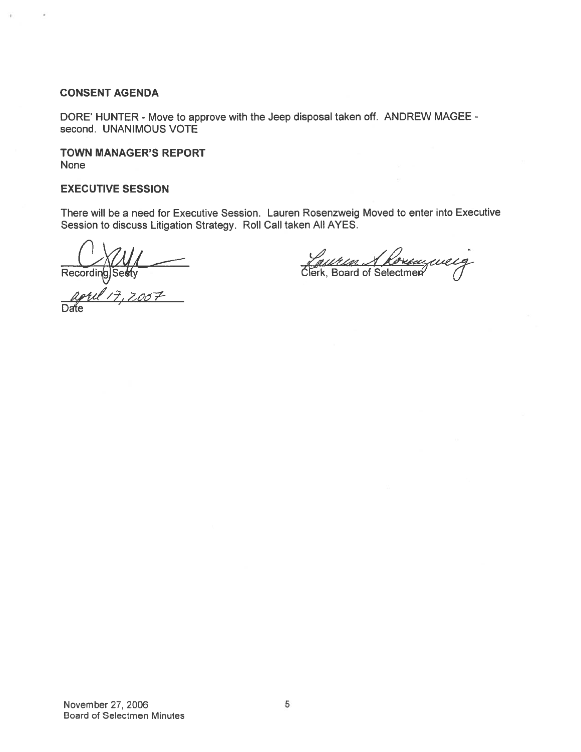**CONSENT AGENDA**

DORE' HUNTER - Move to approve with the Jeep disposal taken off. ANDREW MAGEE - second. UNANIMOUS VOTE

**TOWN MANAGER'S REPORT**
None

**EXECUTIVE SESSION**

There will be a need for Executive Session. Lauren Rosenzweig Moved to enter into Executive Session to discuss Litigation Strategy. Roll Call taken All AYES.

Recording Secty

april 17, 2007
Date

Lauren A Rosenzweig
Clerk, Board of Selectmen

November 27, 2006
Board of Selectmen Minutes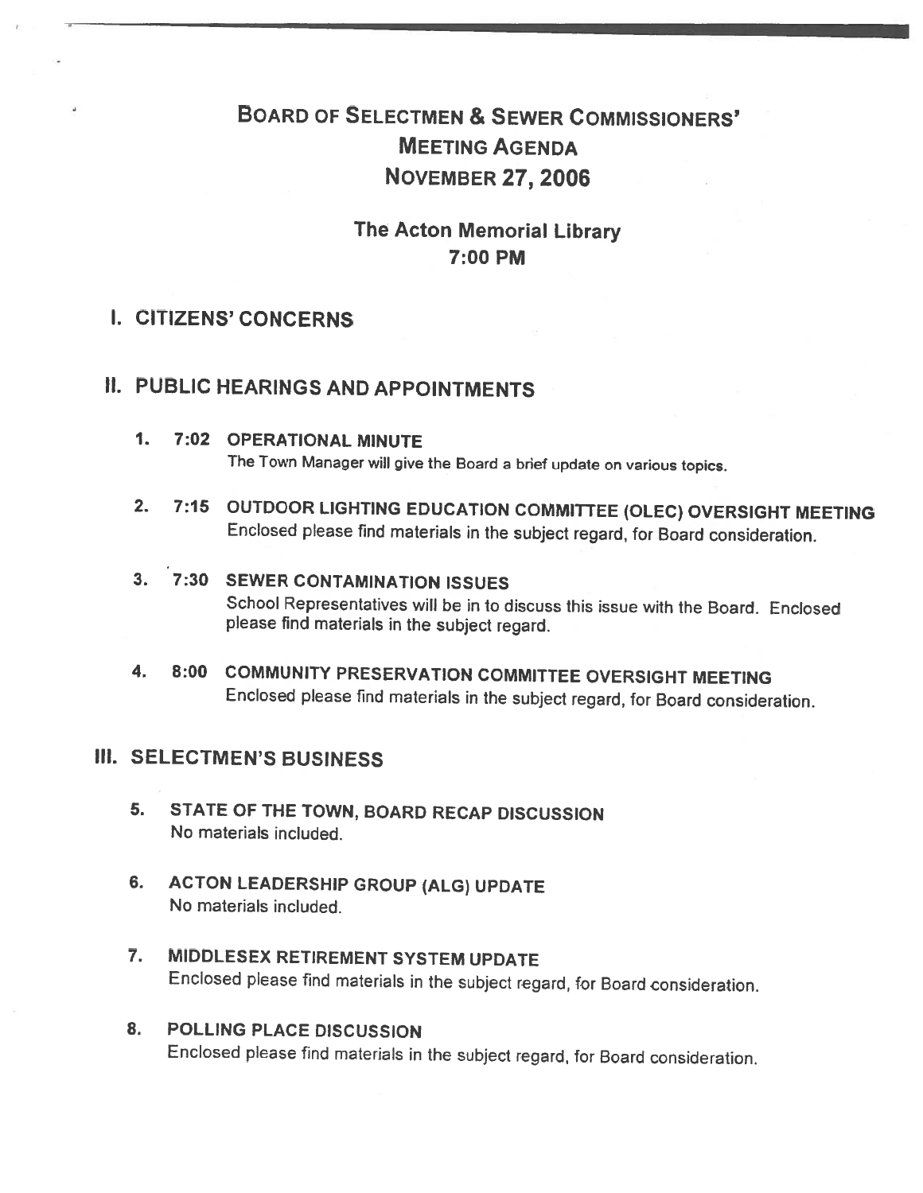# BOARD OF SELECTMEN & SEWER COMMISSIONERS' MEETING AGENDA NOVEMBER 27, 2006

## The Acton Memorial Library 7:00 PM

## I. CITIZENS' CONCERNS

## II. PUBLIC HEARINGS AND APPOINTMENTS

1. **7:02 OPERATIONAL MINUTE**
   The Town Manager will give the Board a brief update on various topics.

2. **7:15 OUTDOOR LIGHTING EDUCATION COMMITTEE (OLEC) OVERSIGHT MEETING**
   Enclosed please find materials in the subject regard, for Board consideration.

3. **7:30 SEWER CONTAMINATION ISSUES**
   School Representatives will be in to discuss this issue with the Board. Enclosed please find materials in the subject regard.

4. **8:00 COMMUNITY PRESERVATION COMMITTEE OVERSIGHT MEETING**
   Enclosed please find materials in the subject regard, for Board consideration.

## III. SELECTMEN'S BUSINESS

5. **STATE OF THE TOWN, BOARD RECAP DISCUSSION**
   No materials included.

6. **ACTON LEADERSHIP GROUP (ALG) UPDATE**
   No materials included.

7. **MIDDLESEX RETIREMENT SYSTEM UPDATE**
   Enclosed please find materials in the subject regard, for Board consideration.

8. **POLLING PLACE DISCUSSION**
   Enclosed please find materials in the subject regard, for Board consideration.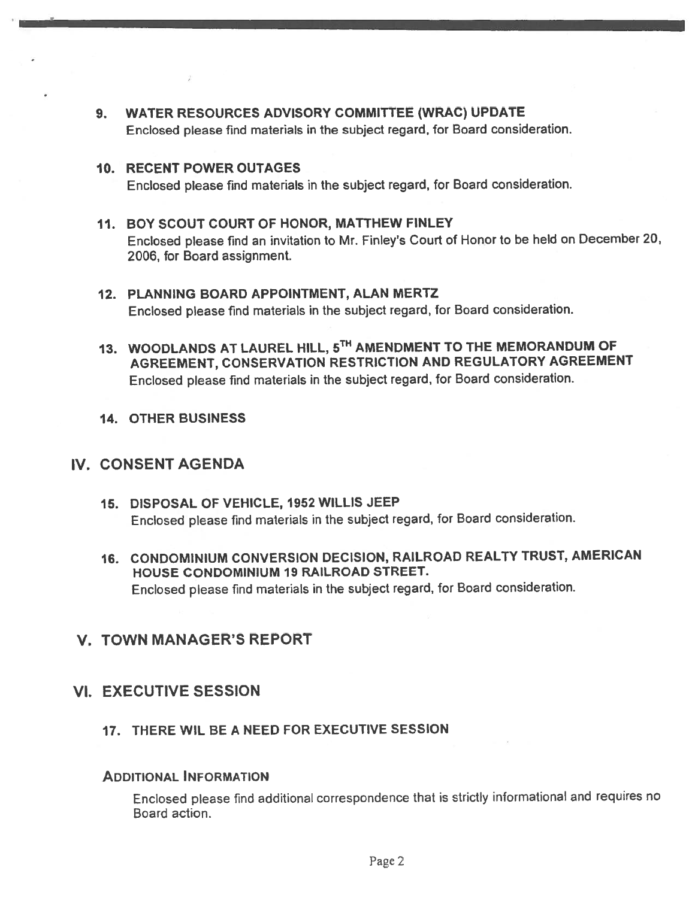**9. WATER RESOURCES ADVISORY COMMITTEE (WRAC) UPDATE**
Enclosed please find materials in the subject regard, for Board consideration.

**10. RECENT POWER OUTAGES**
Enclosed please find materials in the subject regard, for Board consideration.

**11. BOY SCOUT COURT OF HONOR, MATTHEW FINLEY**
Enclosed please find an invitation to Mr. Finley's Court of Honor to be held on December 20, 2006, for Board assignment.

**12. PLANNING BOARD APPOINTMENT, ALAN MERTZ**
Enclosed please find materials in the subject regard, for Board consideration.

**13. WOODLANDS AT LAUREL HILL, 5TH AMENDMENT TO THE MEMORANDUM OF AGREEMENT, CONSERVATION RESTRICTION AND REGULATORY AGREEMENT**
Enclosed please find materials in the subject regard, for Board consideration.

**14. OTHER BUSINESS**

## IV. CONSENT AGENDA

**15. DISPOSAL OF VEHICLE, 1952 WILLIS JEEP**
Enclosed please find materials in the subject regard, for Board consideration.

**16. CONDOMINIUM CONVERSION DECISION, RAILROAD REALTY TRUST, AMERICAN HOUSE CONDOMINIUM 19 RAILROAD STREET.**
Enclosed please find materials in the subject regard, for Board consideration.

## V. TOWN MANAGER'S REPORT

## VI. EXECUTIVE SESSION

**17. THERE WIL BE A NEED FOR EXECUTIVE SESSION**

### ADDITIONAL INFORMATION

Enclosed please find additional correspondence that is strictly informational and requires no Board action.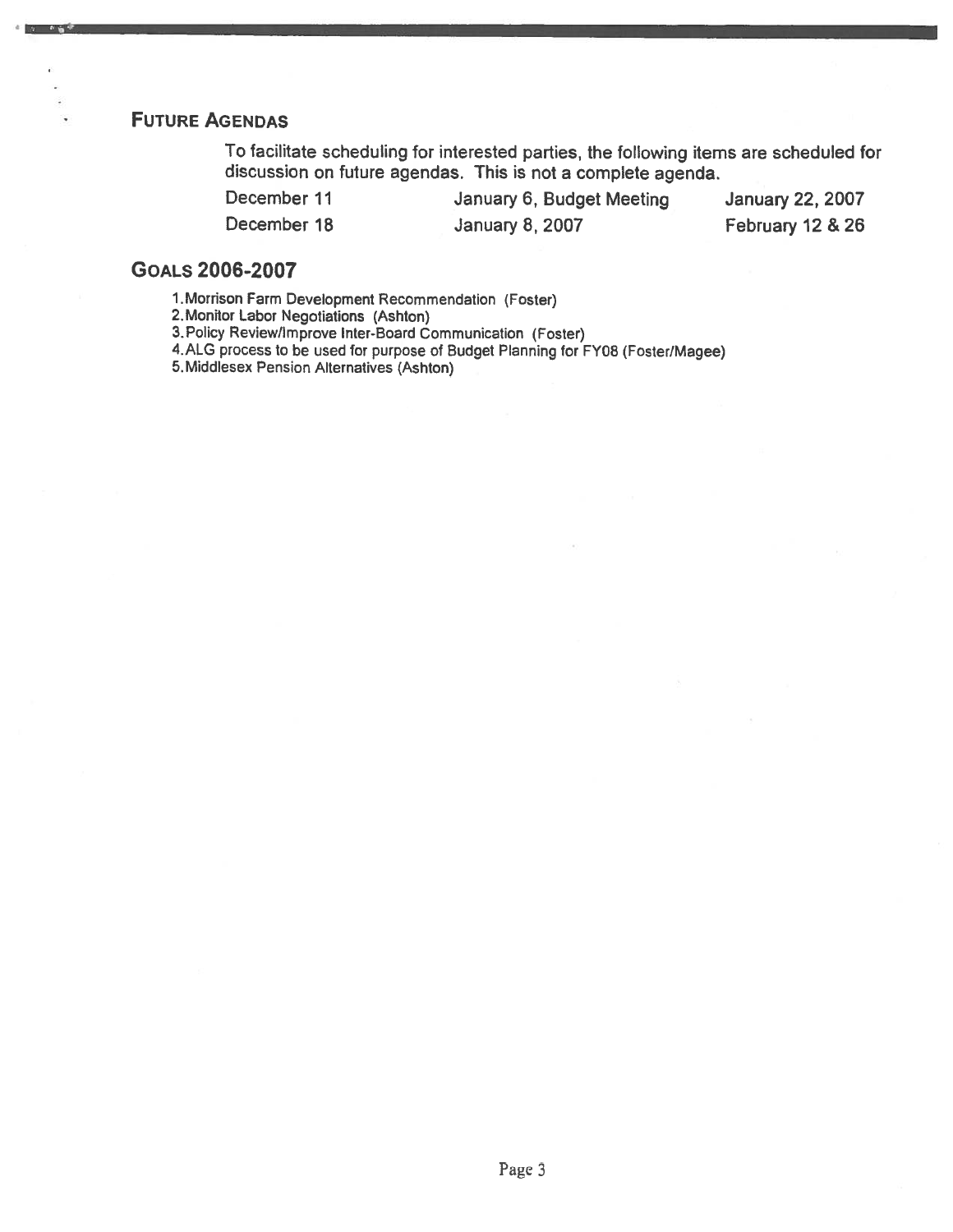## Future Agendas

To facilitate scheduling for interested parties, the following items are scheduled for discussion on future agendas. This is not a complete agenda.

| | | |
|---|---|---|
| December 11 | January 6, Budget Meeting | January 22, 2007 |
| December 18 | January 8, 2007 | February 12 & 26 |

## Goals 2006-2007

1. Morrison Farm Development Recommendation (Foster)
2. Monitor Labor Negotiations (Ashton)
3. Policy Review/Improve Inter-Board Communication (Foster)
4. ALG process to be used for purpose of Budget Planning for FY08 (Foster/Magee)
5. Middlesex Pension Alternatives (Ashton)